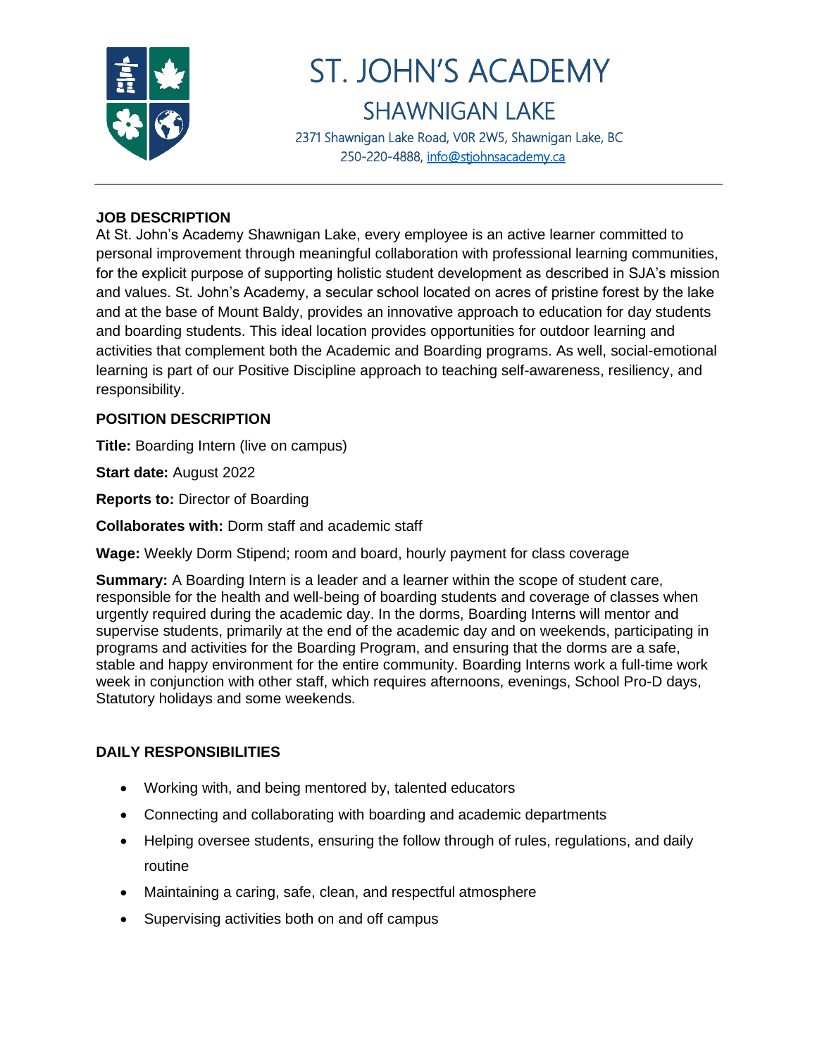# ST. JOHN'S ACADEMY

## SHAWNIGAN LAKE

2371 Shawnigan Lake Road, V0R 2W5, Shawnigan Lake, BC
250-220-4888, info@stjohnsacademy.ca

---

**JOB DESCRIPTION**

At St. John's Academy Shawnigan Lake, every employee is an active learner committed to personal improvement through meaningful collaboration with professional learning communities, for the explicit purpose of supporting holistic student development as described in SJA's mission and values. St. John's Academy, a secular school located on acres of pristine forest by the lake and at the base of Mount Baldy, provides an innovative approach to education for day students and boarding students. This ideal location provides opportunities for outdoor learning and activities that complement both the Academic and Boarding programs. As well, social-emotional learning is part of our Positive Discipline approach to teaching self-awareness, resiliency, and responsibility.

**POSITION DESCRIPTION**

**Title:** Boarding Intern (live on campus)

**Start date:** August 2022

**Reports to:** Director of Boarding

**Collaborates with:** Dorm staff and academic staff

**Wage:** Weekly Dorm Stipend; room and board, hourly payment for class coverage

**Summary:** A Boarding Intern is a leader and a learner within the scope of student care, responsible for the health and well-being of boarding students and coverage of classes when urgently required during the academic day. In the dorms, Boarding Interns will mentor and supervise students, primarily at the end of the academic day and on weekends, participating in programs and activities for the Boarding Program, and ensuring that the dorms are a safe, stable and happy environment for the entire community. Boarding Interns work a full-time work week in conjunction with other staff, which requires afternoons, evenings, School Pro-D days, Statutory holidays and some weekends.

**DAILY RESPONSIBILITIES**

- Working with, and being mentored by, talented educators
- Connecting and collaborating with boarding and academic departments
- Helping oversee students, ensuring the follow through of rules, regulations, and daily routine
- Maintaining a caring, safe, clean, and respectful atmosphere
- Supervising activities both on and off campus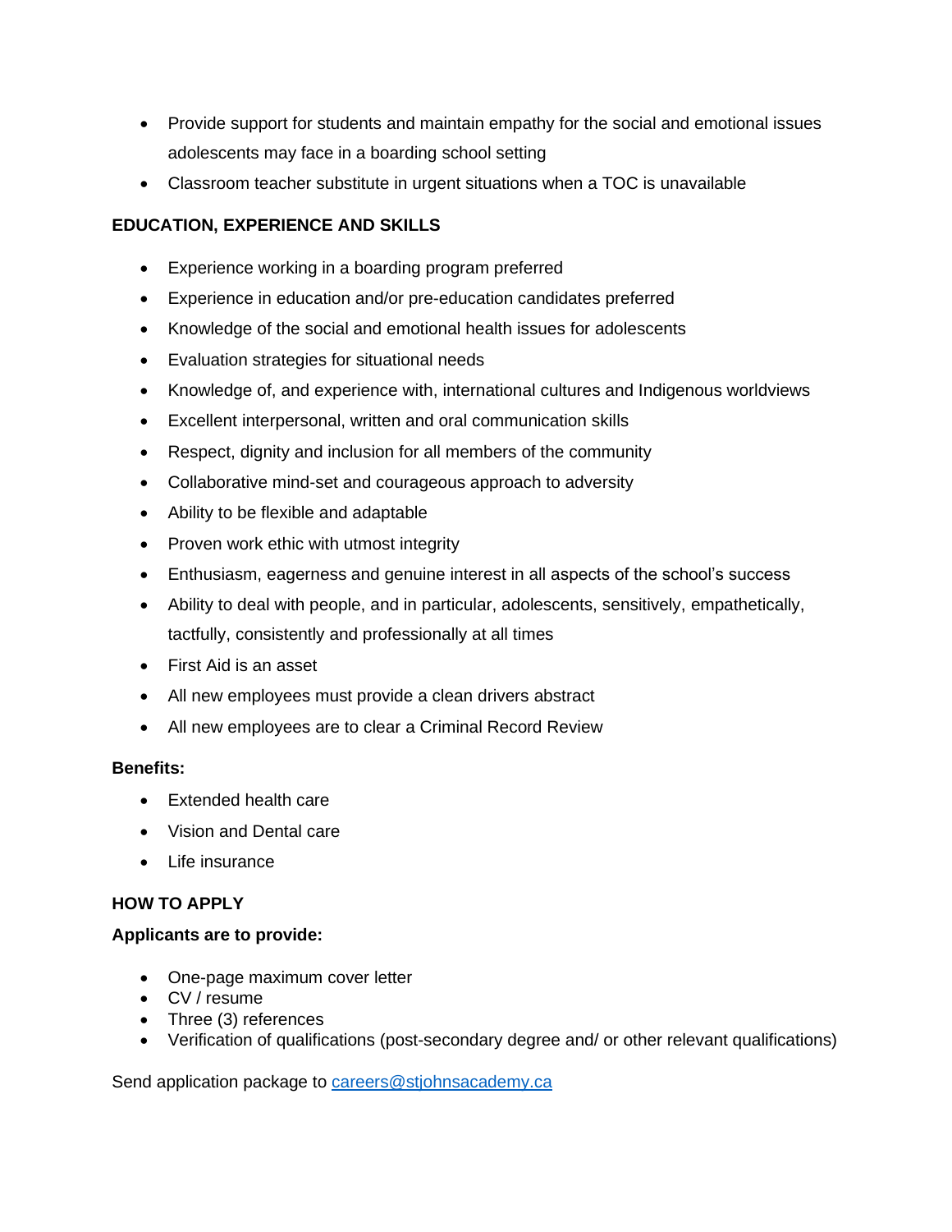- Provide support for students and maintain empathy for the social and emotional issues adolescents may face in a boarding school setting
- Classroom teacher substitute in urgent situations when a TOC is unavailable

**EDUCATION, EXPERIENCE AND SKILLS**

- Experience working in a boarding program preferred
- Experience in education and/or pre-education candidates preferred
- Knowledge of the social and emotional health issues for adolescents
- Evaluation strategies for situational needs
- Knowledge of, and experience with, international cultures and Indigenous worldviews
- Excellent interpersonal, written and oral communication skills
- Respect, dignity and inclusion for all members of the community
- Collaborative mind-set and courageous approach to adversity
- Ability to be flexible and adaptable
- Proven work ethic with utmost integrity
- Enthusiasm, eagerness and genuine interest in all aspects of the school's success
- Ability to deal with people, and in particular, adolescents, sensitively, empathetically, tactfully, consistently and professionally at all times
- First Aid is an asset
- All new employees must provide a clean drivers abstract
- All new employees are to clear a Criminal Record Review

**Benefits:**

- Extended health care
- Vision and Dental care
- Life insurance

**HOW TO APPLY**

**Applicants are to provide:**

- One-page maximum cover letter
- CV / resume
- Three (3) references
- Verification of qualifications (post-secondary degree and/ or other relevant qualifications)

Send application package to careers@stjohnsacademy.ca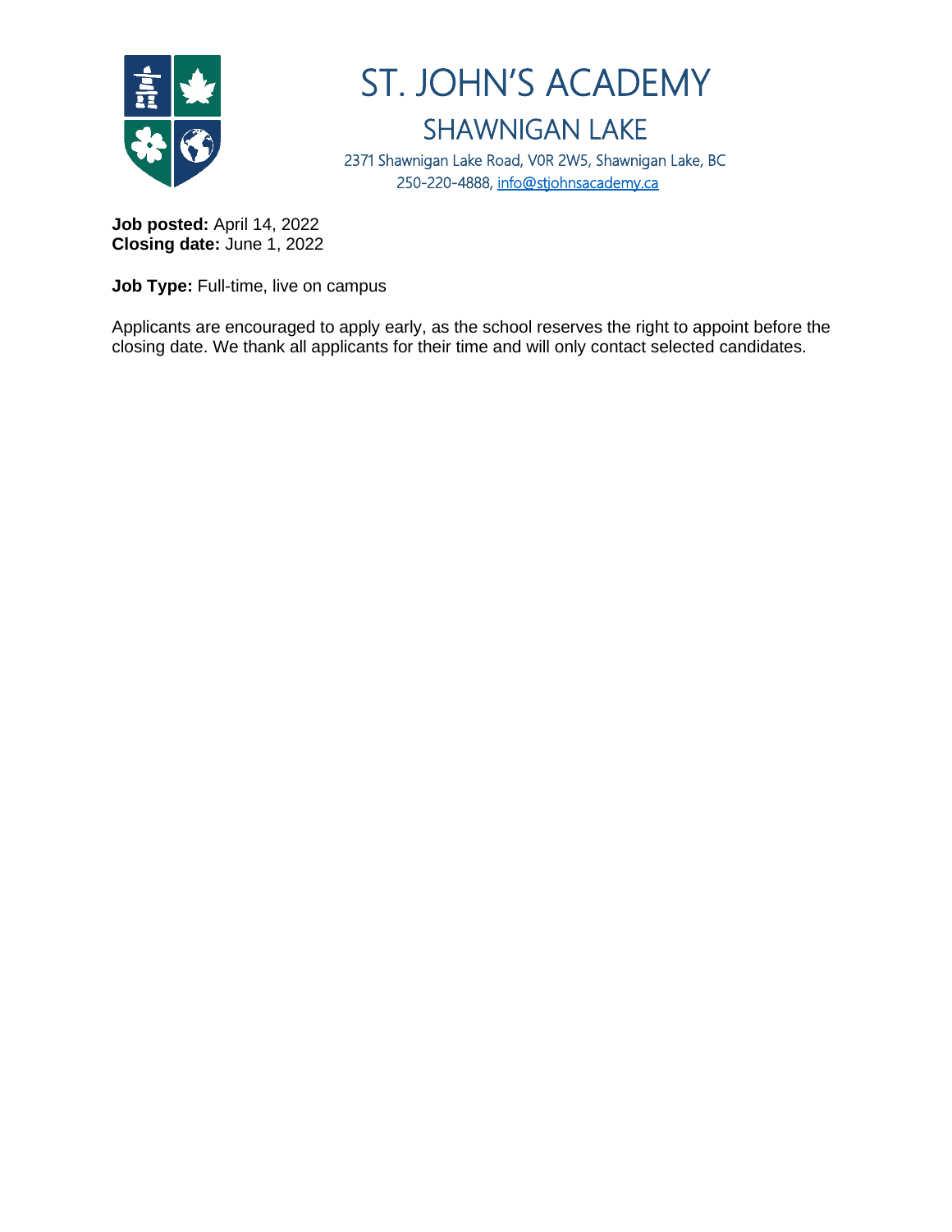# ST. JOHN'S ACADEMY

## SHAWNIGAN LAKE

2371 Shawnigan Lake Road, V0R 2W5, Shawnigan Lake, BC
250-220-4888, info@stjohnsacademy.ca

**Job posted:** April 14, 2022
**Closing date:** June 1, 2022

**Job Type:** Full-time, live on campus

Applicants are encouraged to apply early, as the school reserves the right to appoint before the closing date. We thank all applicants for their time and will only contact selected candidates.